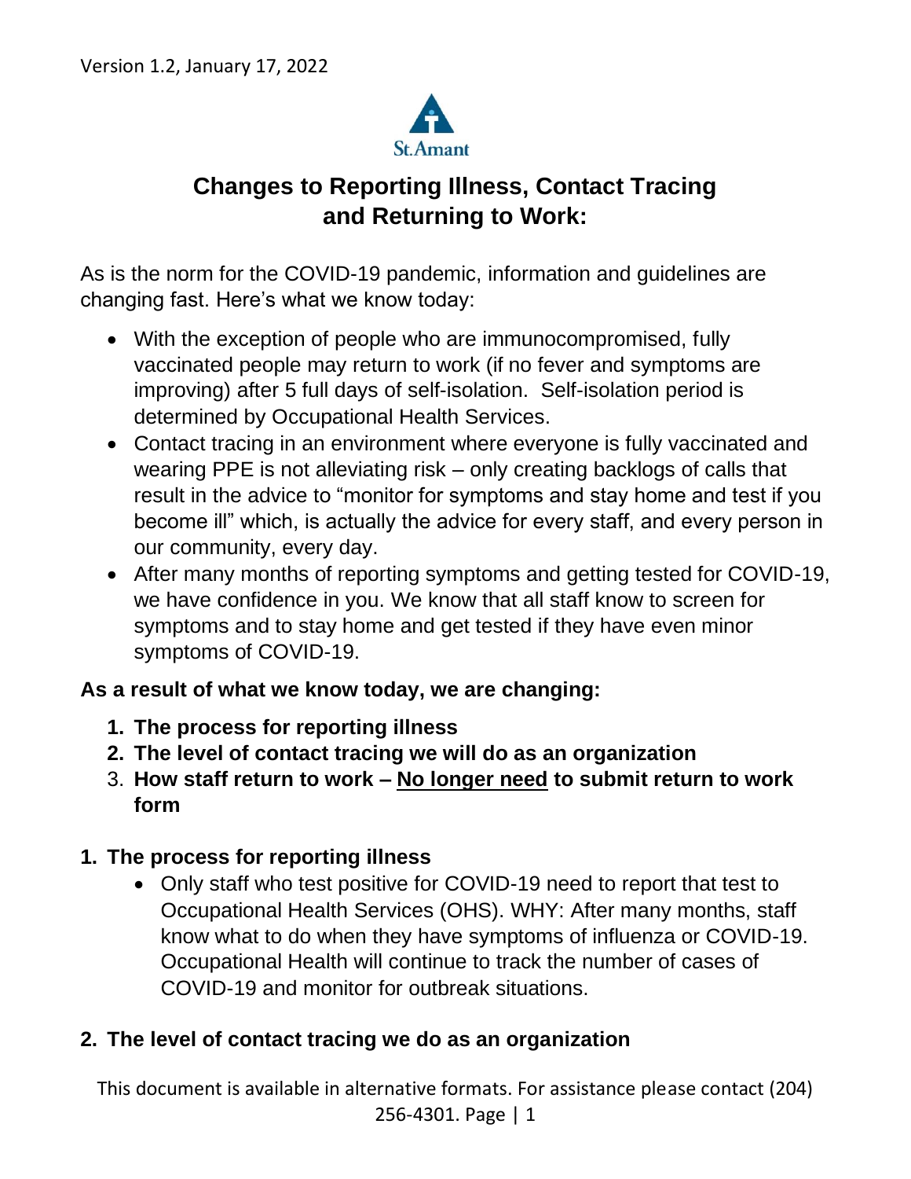Version 1.2, January 17, 2022

St.Amant

# Changes to Reporting Illness, Contact Tracing and Returning to Work:

As is the norm for the COVID-19 pandemic, information and guidelines are changing fast. Here's what we know today:

- With the exception of people who are immunocompromised, fully vaccinated people may return to work (if no fever and symptoms are improving) after 5 full days of self-isolation. Self-isolation period is determined by Occupational Health Services.
- Contact tracing in an environment where everyone is fully vaccinated and wearing PPE is not alleviating risk – only creating backlogs of calls that result in the advice to "monitor for symptoms and stay home and test if you become ill" which, is actually the advice for every staff, and every person in our community, every day.
- After many months of reporting symptoms and getting tested for COVID-19, we have confidence in you. We know that all staff know to screen for symptoms and to stay home and get tested if they have even minor symptoms of COVID-19.

**As a result of what we know today, we are changing:**

1. **The process for reporting illness**
2. **The level of contact tracing we will do as an organization**
3. **How staff return to work – <u>No longer need</u> to submit return to work form**

## 1. The process for reporting illness

- Only staff who test positive for COVID-19 need to report that test to Occupational Health Services (OHS). WHY: After many months, staff know what to do when they have symptoms of influenza or COVID-19. Occupational Health will continue to track the number of cases of COVID-19 and monitor for outbreak situations.

## 2. The level of contact tracing we do as an organization

This document is available in alternative formats. For assistance please contact (204) 256-4301.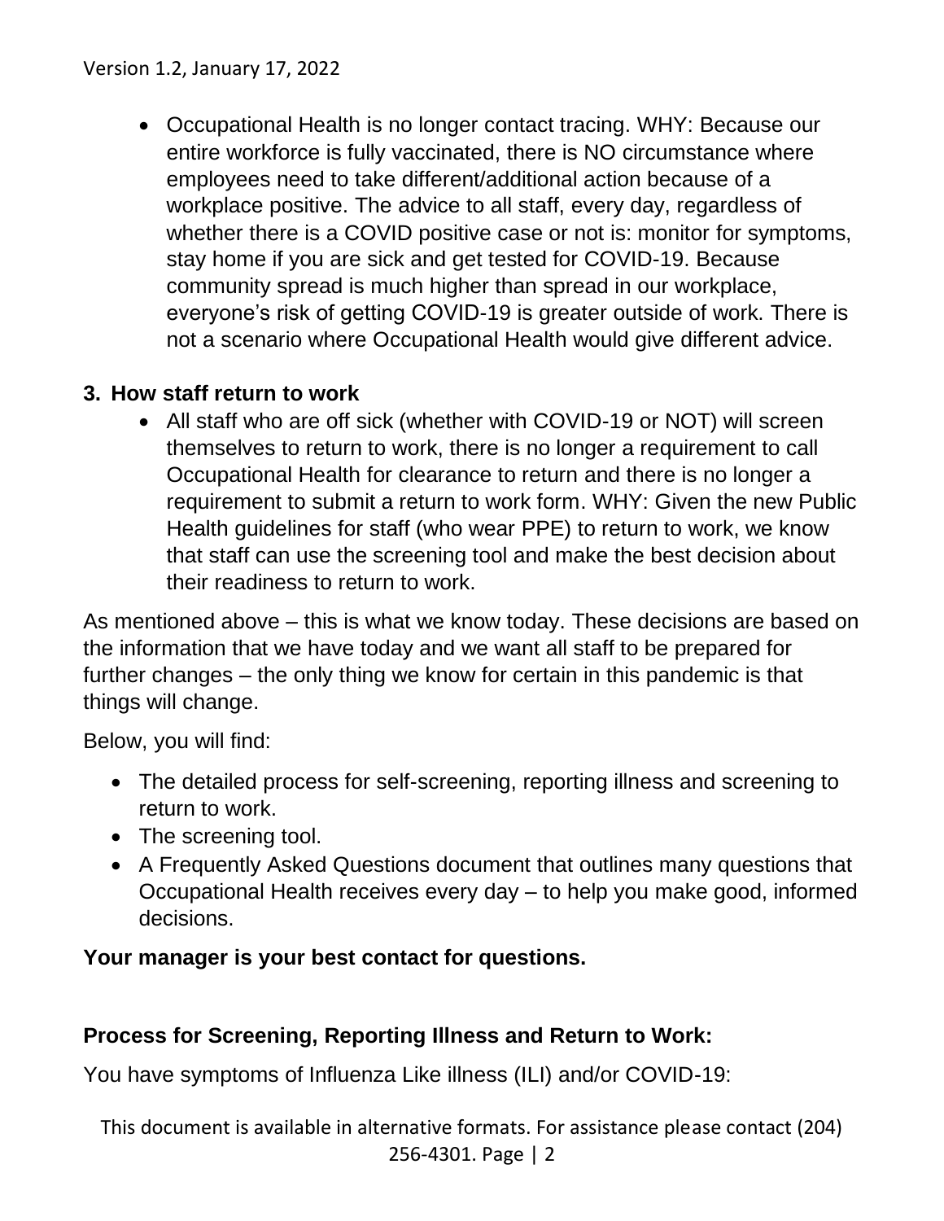- Occupational Health is no longer contact tracing. WHY: Because our entire workforce is fully vaccinated, there is NO circumstance where employees need to take different/additional action because of a workplace positive. The advice to all staff, every day, regardless of whether there is a COVID positive case or not is: monitor for symptoms, stay home if you are sick and get tested for COVID-19. Because community spread is much higher than spread in our workplace, everyone's risk of getting COVID-19 is greater outside of work. There is not a scenario where Occupational Health would give different advice.

### 3. How staff return to work

- All staff who are off sick (whether with COVID-19 or NOT) will screen themselves to return to work, there is no longer a requirement to call Occupational Health for clearance to return and there is no longer a requirement to submit a return to work form. WHY: Given the new Public Health guidelines for staff (who wear PPE) to return to work, we know that staff can use the screening tool and make the best decision about their readiness to return to work.

As mentioned above – this is what we know today. These decisions are based on the information that we have today and we want all staff to be prepared for further changes – the only thing we know for certain in this pandemic is that things will change.

Below, you will find:

- The detailed process for self-screening, reporting illness and screening to return to work.
- The screening tool.
- A Frequently Asked Questions document that outlines many questions that Occupational Health receives every day – to help you make good, informed decisions.

**Your manager is your best contact for questions.**

### Process for Screening, Reporting Illness and Return to Work:

You have symptoms of Influenza Like illness (ILI) and/or COVID-19: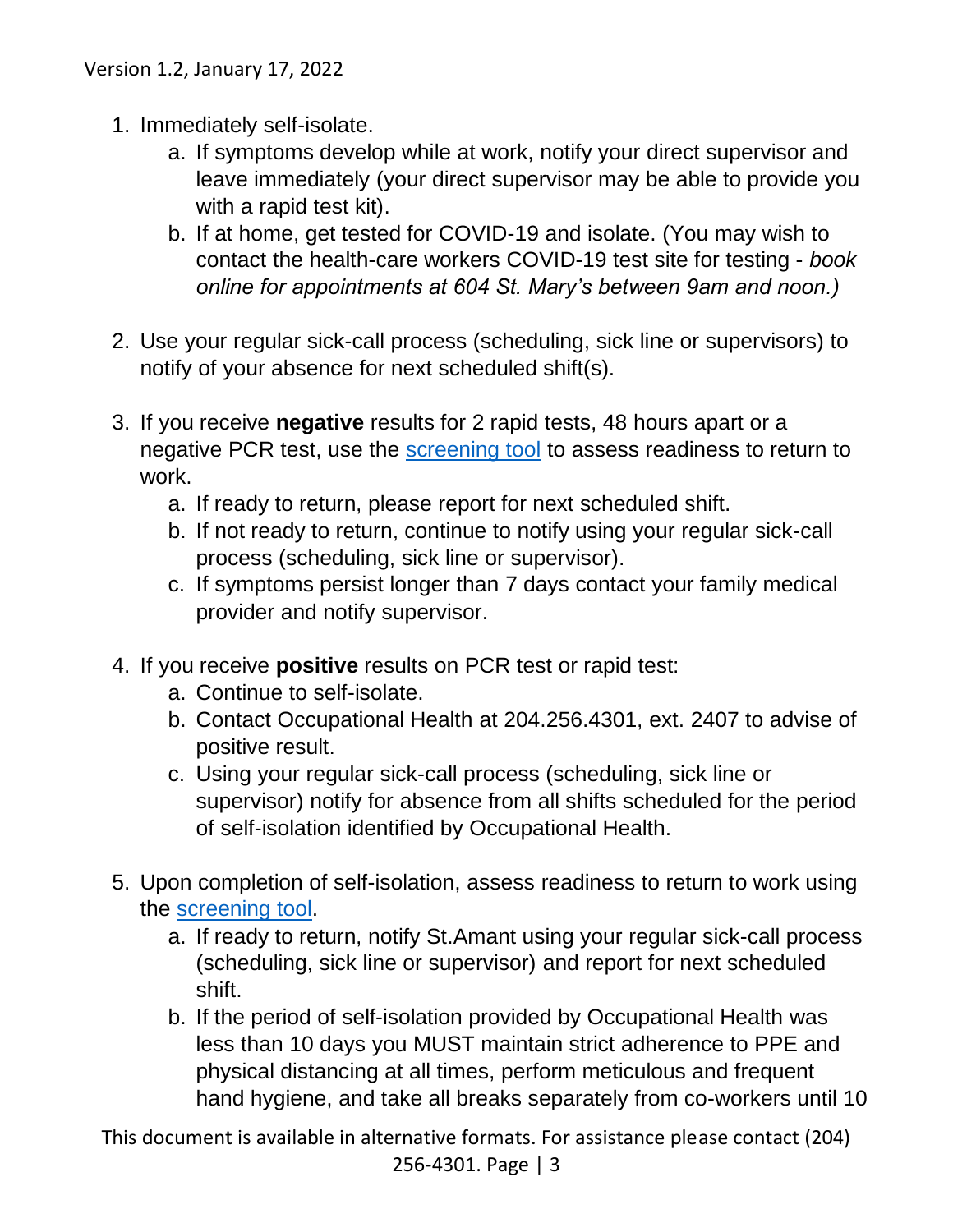1. Immediately self-isolate.
    a. If symptoms develop while at work, notify your direct supervisor and leave immediately (your direct supervisor may be able to provide you with a rapid test kit).
    b. If at home, get tested for COVID-19 and isolate. (You may wish to contact the health-care workers COVID-19 test site for testing - *book online for appointments at 604 St. Mary's between 9am and noon.)*

2. Use your regular sick-call process (scheduling, sick line or supervisors) to notify of your absence for next scheduled shift(s).

3. If you receive **negative** results for 2 rapid tests, 48 hours apart or a negative PCR test, use the screening tool to assess readiness to return to work.
    a. If ready to return, please report for next scheduled shift.
    b. If not ready to return, continue to notify using your regular sick-call process (scheduling, sick line or supervisor).
    c. If symptoms persist longer than 7 days contact your family medical provider and notify supervisor.

4. If you receive **positive** results on PCR test or rapid test:
    a. Continue to self-isolate.
    b. Contact Occupational Health at 204.256.4301, ext. 2407 to advise of positive result.
    c. Using your regular sick-call process (scheduling, sick line or supervisor) notify for absence from all shifts scheduled for the period of self-isolation identified by Occupational Health.

5. Upon completion of self-isolation, assess readiness to return to work using the screening tool.
    a. If ready to return, notify St.Amant using your regular sick-call process (scheduling, sick line or supervisor) and report for next scheduled shift.
    b. If the period of self-isolation provided by Occupational Health was less than 10 days you MUST maintain strict adherence to PPE and physical distancing at all times, perform meticulous and frequent hand hygiene, and take all breaks separately from co-workers until 10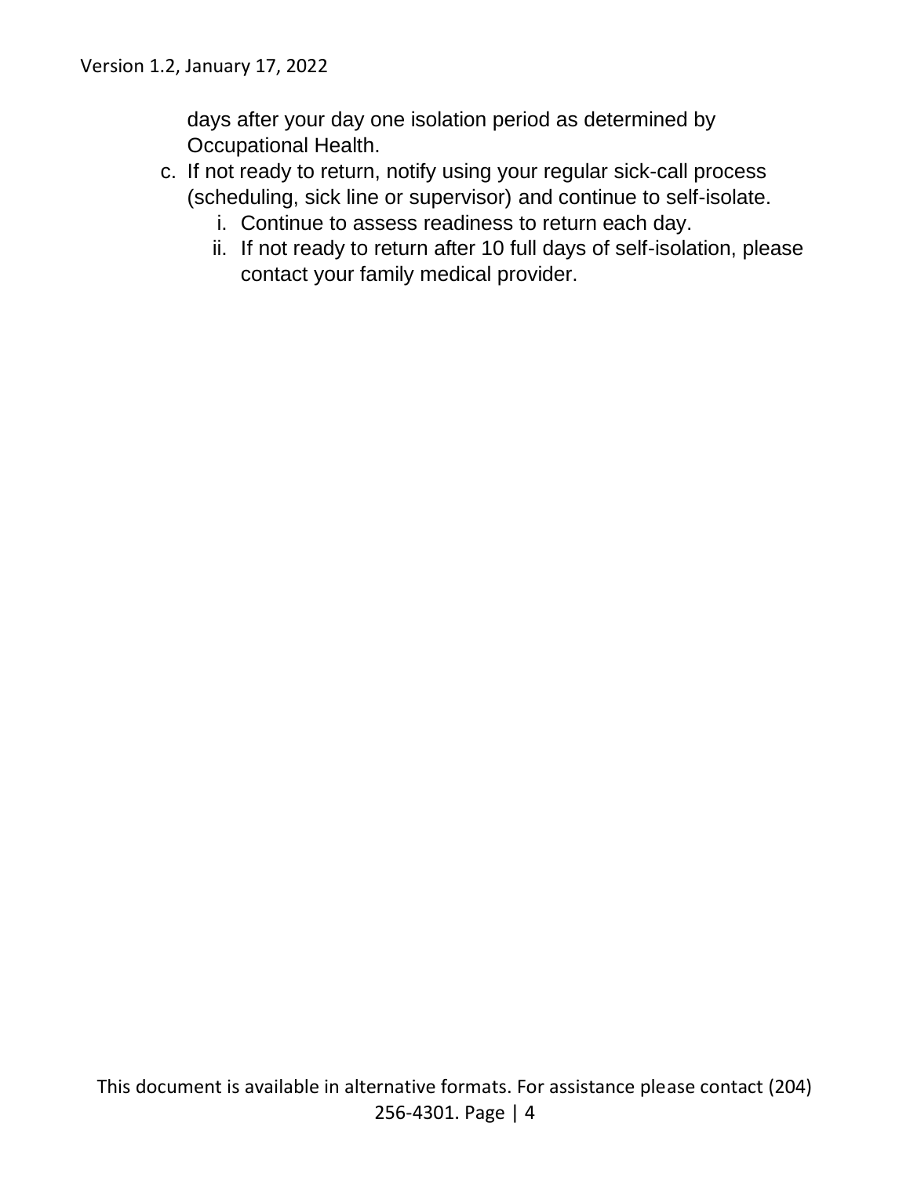days after your day one isolation period as determined by Occupational Health.

c. If not ready to return, notify using your regular sick-call process (scheduling, sick line or supervisor) and continue to self-isolate.
    i. Continue to assess readiness to return each day.
    ii. If not ready to return after 10 full days of self-isolation, please contact your family medical provider.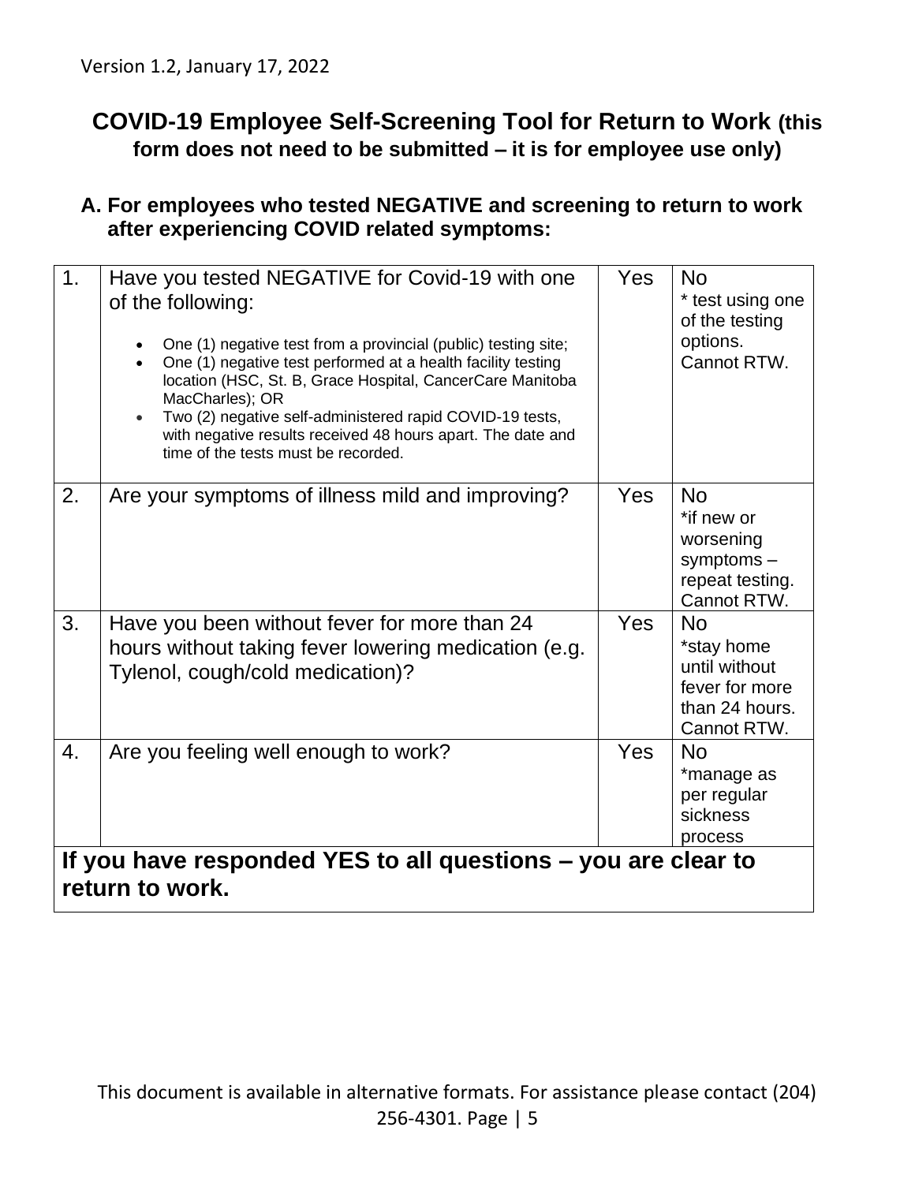Version 1.2, January 17, 2022

## COVID-19 Employee Self-Screening Tool for Return to Work (this form does not need to be submitted – it is for employee use only)

### A. For employees who tested NEGATIVE and screening to return to work after experiencing COVID related symptoms:

| | | | |
|---|---|---|---|
| 1. | Have you tested NEGATIVE for Covid-19 with one of the following:<br>• One (1) negative test from a provincial (public) testing site;<br>• One (1) negative test performed at a health facility testing location (HSC, St. B, Grace Hospital, CancerCare Manitoba MacCharles); OR<br>• Two (2) negative self-administered rapid COVID-19 tests, with negative results received 48 hours apart. The date and time of the tests must be recorded. | Yes | No<br>* test using one of the testing options. Cannot RTW. |
| 2. | Are your symptoms of illness mild and improving? | Yes | No<br>*if new or worsening symptoms – repeat testing. Cannot RTW. |
| 3. | Have you been without fever for more than 24 hours without taking fever lowering medication (e.g. Tylenol, cough/cold medication)? | Yes | No<br>*stay home until without fever for more than 24 hours. Cannot RTW. |
| 4. | Are you feeling well enough to work? | Yes | No<br>*manage as per regular sickness process |
| **If you have responded YES to all questions – you are clear to return to work.** | | | |

This document is available in alternative formats. For assistance please contact (204) 256-4301.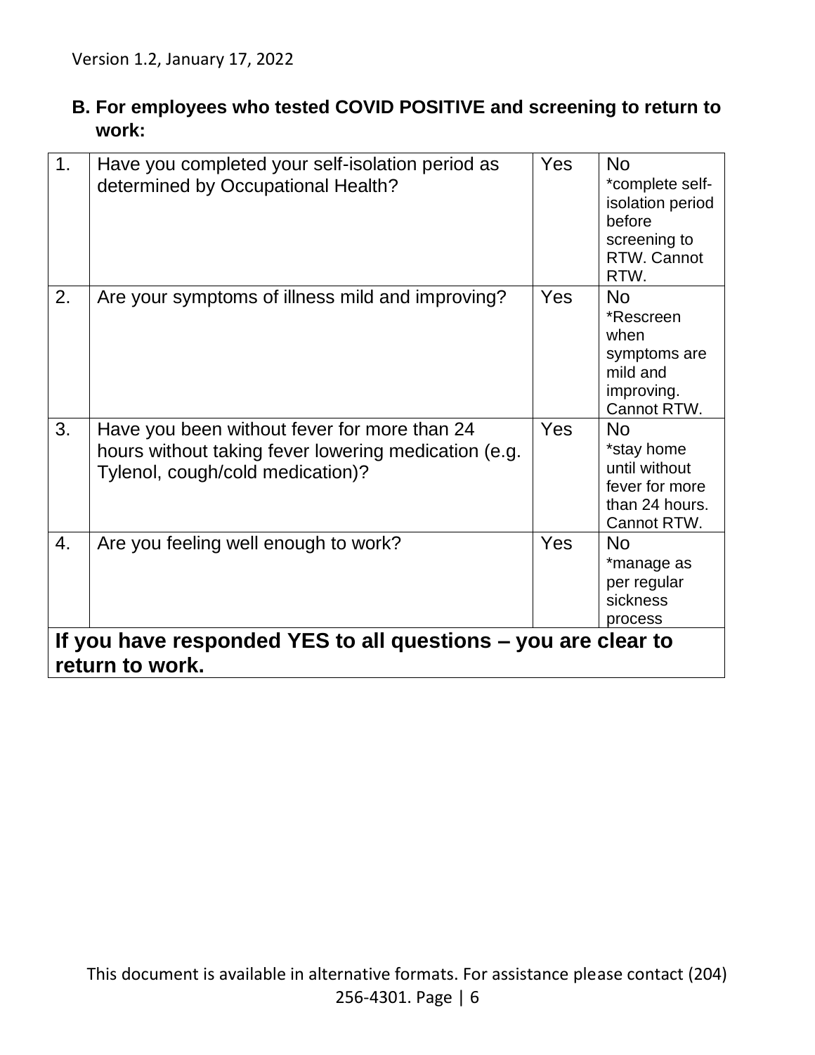### B. For employees who tested COVID POSITIVE and screening to return to work:

| | | | |
|---|---|---|---|
| 1. | Have you completed your self-isolation period as determined by Occupational Health? | Yes | No *complete self-isolation period before screening to RTW. Cannot RTW. |
| 2. | Are your symptoms of illness mild and improving? | Yes | No *Rescreen when symptoms are mild and improving. Cannot RTW. |
| 3. | Have you been without fever for more than 24 hours without taking fever lowering medication (e.g. Tylenol, cough/cold medication)? | Yes | No *stay home until without fever for more than 24 hours. Cannot RTW. |
| 4. | Are you feeling well enough to work? | Yes | No *manage as per regular sickness process |
| **If you have responded YES to all questions – you are clear to return to work.** | | | |

This document is available in alternative formats. For assistance please contact (204) 256-4301.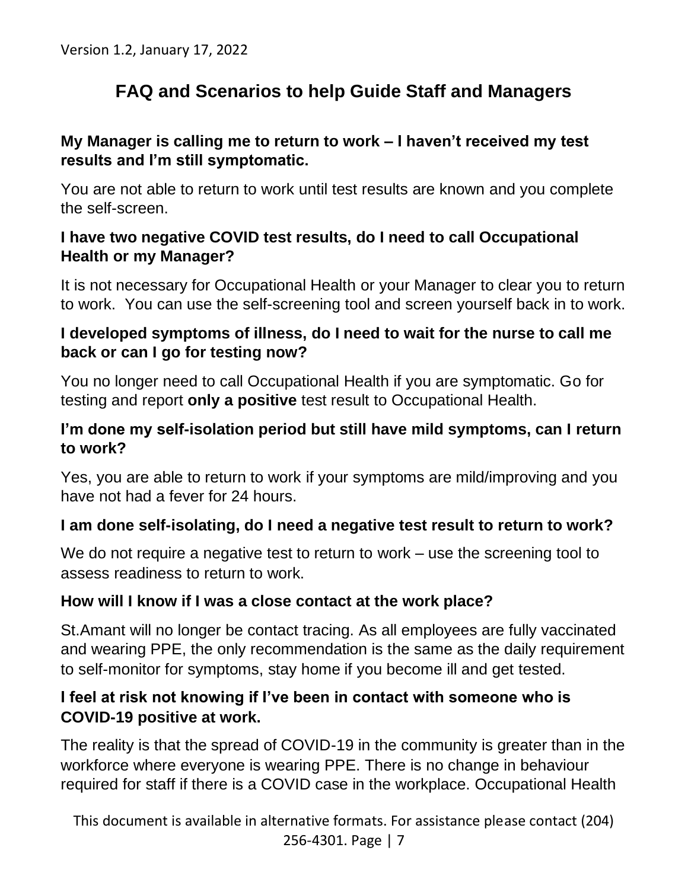# FAQ and Scenarios to help Guide Staff and Managers

### My Manager is calling me to return to work – I haven't received my test results and I'm still symptomatic.

You are not able to return to work until test results are known and you complete the self-screen.

### I have two negative COVID test results, do I need to call Occupational Health or my Manager?

It is not necessary for Occupational Health or your Manager to clear you to return to work. You can use the self-screening tool and screen yourself back in to work.

### I developed symptoms of illness, do I need to wait for the nurse to call me back or can I go for testing now?

You no longer need to call Occupational Health if you are symptomatic. Go for testing and report **only a positive** test result to Occupational Health.

### I'm done my self-isolation period but still have mild symptoms, can I return to work?

Yes, you are able to return to work if your symptoms are mild/improving and you have not had a fever for 24 hours.

### I am done self-isolating, do I need a negative test result to return to work?

We do not require a negative test to return to work – use the screening tool to assess readiness to return to work.

### How will I know if I was a close contact at the work place?

St.Amant will no longer be contact tracing. As all employees are fully vaccinated and wearing PPE, the only recommendation is the same as the daily requirement to self-monitor for symptoms, stay home if you become ill and get tested.

### I feel at risk not knowing if I've been in contact with someone who is COVID-19 positive at work.

The reality is that the spread of COVID-19 in the community is greater than in the workforce where everyone is wearing PPE. There is no change in behaviour required for staff if there is a COVID case in the workplace. Occupational Health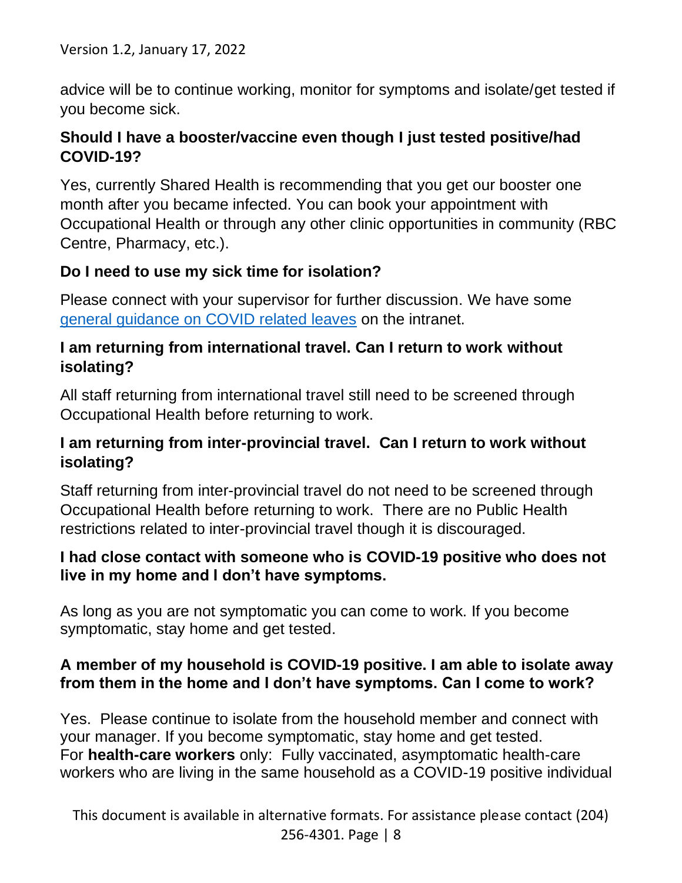advice will be to continue working, monitor for symptoms and isolate/get tested if you become sick.

### Should I have a booster/vaccine even though I just tested positive/had COVID-19?

Yes, currently Shared Health is recommending that you get our booster one month after you became infected. You can book your appointment with Occupational Health or through any other clinic opportunities in community (RBC Centre, Pharmacy, etc.).

### Do I need to use my sick time for isolation?

Please connect with your supervisor for further discussion. We have some general guidance on COVID related leaves on the intranet.

### I am returning from international travel. Can I return to work without isolating?

All staff returning from international travel still need to be screened through Occupational Health before returning to work.

### I am returning from inter-provincial travel. Can I return to work without isolating?

Staff returning from inter-provincial travel do not need to be screened through Occupational Health before returning to work. There are no Public Health restrictions related to inter-provincial travel though it is discouraged.

### I had close contact with someone who is COVID-19 positive who does not live in my home and I don't have symptoms.

As long as you are not symptomatic you can come to work. If you become symptomatic, stay home and get tested.

### A member of my household is COVID-19 positive. I am able to isolate away from them in the home and I don't have symptoms. Can I come to work?

Yes. Please continue to isolate from the household member and connect with your manager. If you become symptomatic, stay home and get tested.
For **health-care workers** only: Fully vaccinated, asymptomatic health-care workers who are living in the same household as a COVID-19 positive individual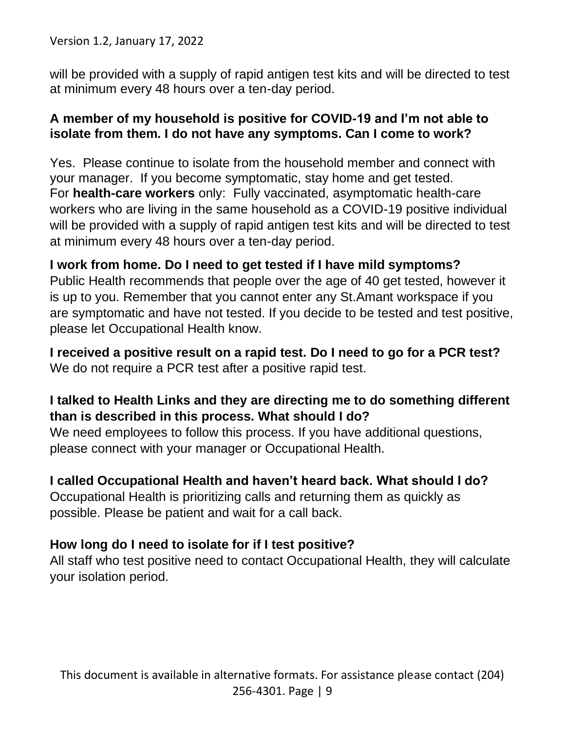will be provided with a supply of rapid antigen test kits and will be directed to test at minimum every 48 hours over a ten-day period.

**A member of my household is positive for COVID-19 and I'm not able to isolate from them. I do not have any symptoms. Can I come to work?**

Yes. Please continue to isolate from the household member and connect with your manager. If you become symptomatic, stay home and get tested.
For **health-care workers** only: Fully vaccinated, asymptomatic health-care workers who are living in the same household as a COVID-19 positive individual will be provided with a supply of rapid antigen test kits and will be directed to test at minimum every 48 hours over a ten-day period.

**I work from home. Do I need to get tested if I have mild symptoms?**
Public Health recommends that people over the age of 40 get tested, however it is up to you. Remember that you cannot enter any St.Amant workspace if you are symptomatic and have not tested. If you decide to be tested and test positive, please let Occupational Health know.

**I received a positive result on a rapid test. Do I need to go for a PCR test?**
We do not require a PCR test after a positive rapid test.

**I talked to Health Links and they are directing me to do something different than is described in this process. What should I do?**
We need employees to follow this process. If you have additional questions, please connect with your manager or Occupational Health.

**I called Occupational Health and haven't heard back. What should I do?**
Occupational Health is prioritizing calls and returning them as quickly as possible. Please be patient and wait for a call back.

**How long do I need to isolate for if I test positive?**
All staff who test positive need to contact Occupational Health, they will calculate your isolation period.